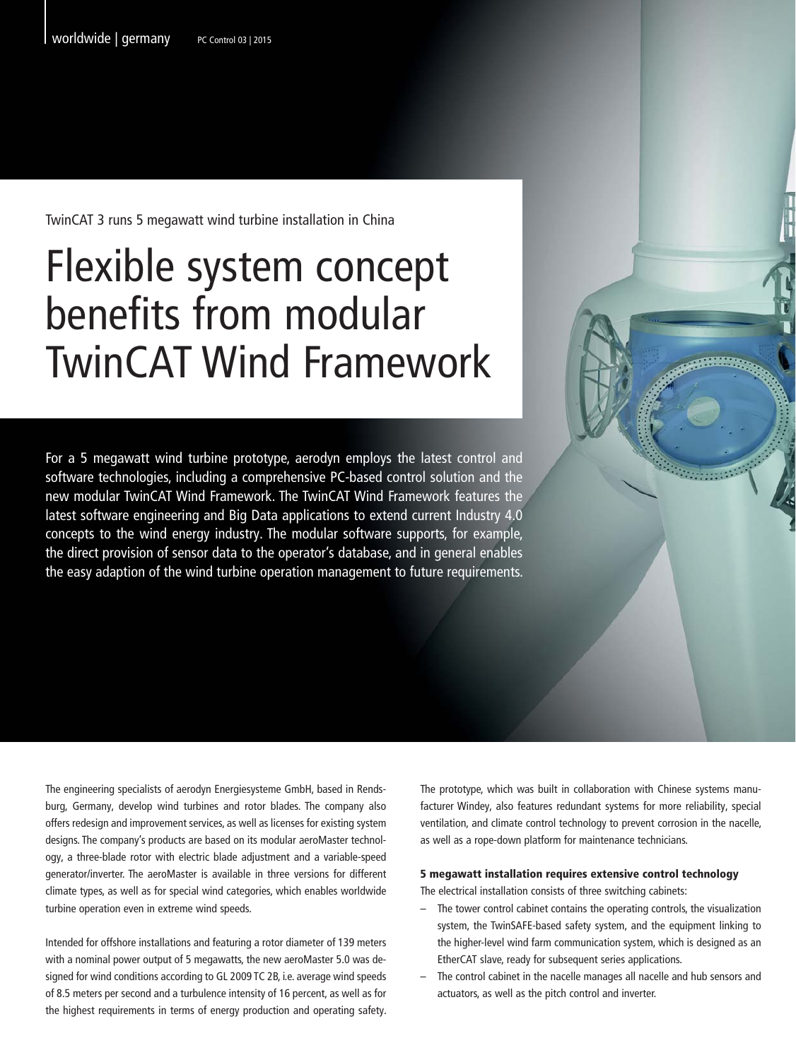TwinCAT 3 runs 5 megawatt wind turbine installation in China

# Flexible system concept benefits from modular TwinCAT Wind Framework

For a 5 megawatt wind turbine prototype, aerodyn employs the latest control and software technologies, including a comprehensive PC-based control solution and the new modular TwinCAT Wind Framework. The TwinCAT Wind Framework features the latest software engineering and Big Data applications to extend current Industry 4.0 concepts to the wind energy industry. The modular software supports, for example, the direct provision of sensor data to the operator's database, and in general enables the easy adaption of the wind turbine operation management to future requirements.

The engineering specialists of aerodyn Energiesysteme GmbH, based in Rendsburg, Germany, develop wind turbines and rotor blades. The company also offers redesign and improvement services, as well as licenses for existing system designs. The company's products are based on its modular aeroMaster technology, a three-blade rotor with electric blade adjustment and a variable-speed generator/inverter. The aeroMaster is available in three versions for different climate types, as well as for special wind categories, which enables worldwide turbine operation even in extreme wind speeds.

Intended for offshore installations and featuring a rotor diameter of 139 meters with a nominal power output of 5 megawatts, the new aeroMaster 5.0 was designed for wind conditions according to GL 2009 TC 2B, i.e. average wind speeds of 8.5 meters per second and a turbulence intensity of 16 percent, as well as for the highest requirements in terms of energy production and operating safety.

The prototype, which was built in collaboration with Chinese systems manufacturer Windey, also features redundant systems for more reliability, special ventilation, and climate control technology to prevent corrosion in the nacelle, as well as a rope-down platform for maintenance technicians.

## 5 megawatt installation requires extensive control technology

The electrical installation consists of three switching cabinets:

- The tower control cabinet contains the operating controls, the visualization system, the TwinSAFE-based safety system, and the equipment linking to the higher-level wind farm communication system, which is designed as an EtherCAT slave, ready for subsequent series applications.
- The control cabinet in the nacelle manages all nacelle and hub sensors and actuators, as well as the pitch control and inverter.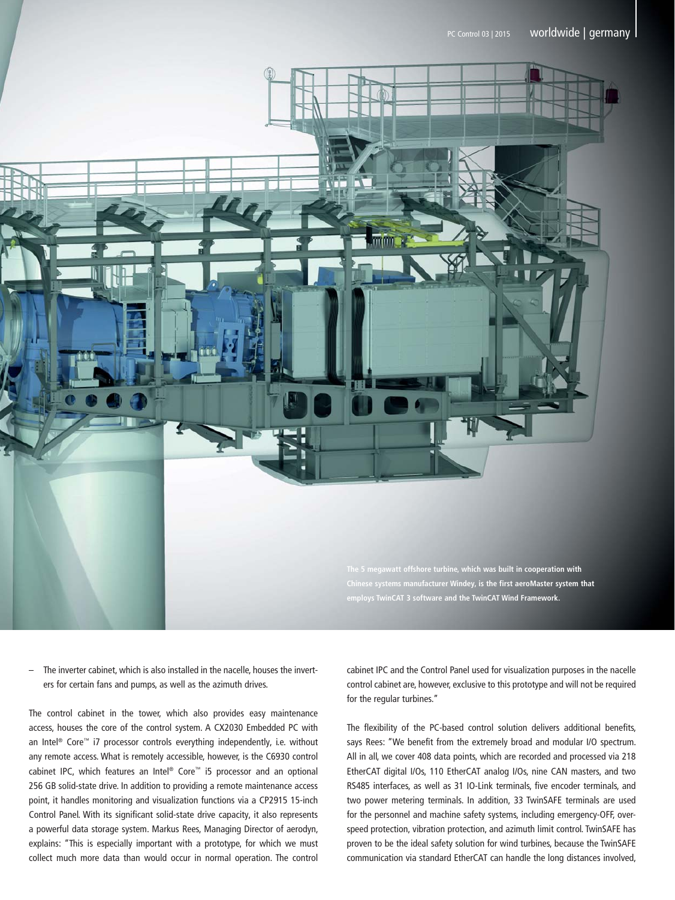The 5 megawatt offshore turbine, which was built in cooperation with Chinese systems manufacturer Windey, is the first aeroMaster system that employs TwinCAT 3 software and the TwinCAT Wind Framework.

– The inverter cabinet, which is also installed in the nacelle, houses the inverters for certain fans and pumps, as well as the azimuth drives.

The control cabinet in the tower, which also provides easy maintenance access, houses the core of the control system. A CX2030 Embedded PC with an Intel® Core™ i7 processor controls everything independently, i.e. without any remote access. What is remotely accessible, however, is the C6930 control cabinet IPC, which features an Intel® Core™ i5 processor and an optional 256 GB solid-state drive. In addition to providing a remote maintenance access point, it handles monitoring and visualization functions via a CP2915 15-inch Control Panel. With its significant solid-state drive capacity, it also represents a powerful data storage system. Markus Rees, Managing Director of aerodyn, explains: "This is especially important with a prototype, for which we must collect much more data than would occur in normal operation. The control cabinet IPC and the Control Panel used for visualization purposes in the nacelle control cabinet are, however, exclusive to this prototype and will not be required for the regular turbines."

The flexibility of the PC-based control solution delivers additional benefits, says Rees: "We benefit from the extremely broad and modular I/O spectrum. All in all, we cover 408 data points, which are recorded and processed via 218 EtherCAT digital I/Os, 110 EtherCAT analog I/Os, nine CAN masters, and two RS485 interfaces, as well as 31 IO-Link terminals, five encoder terminals, and two power metering terminals. In addition, 33 TwinSAFE terminals are used for the personnel and machine safety systems, including emergency-OFF, overspeed protection, vibration protection, and azimuth limit control. TwinSAFE has proven to be the ideal safety solution for wind turbines, because the TwinSAFE communication via standard EtherCAT can handle the long distances involved,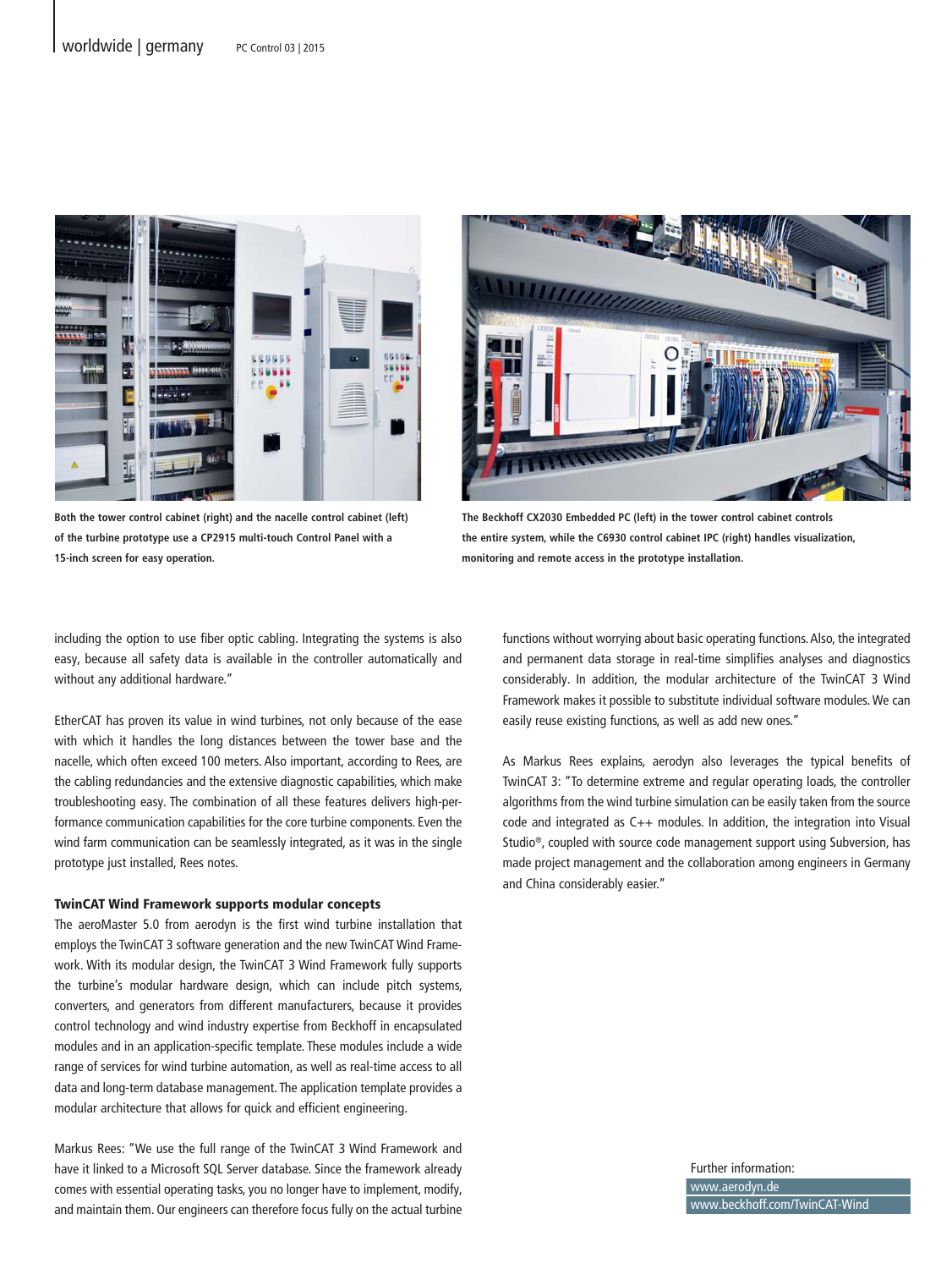Both the tower control cabinet (right) and the nacelle control cabinet (left) of the turbine prototype use a CP2915 multi-touch Control Panel with a 15-inch screen for easy operation.

The Beckhoff CX2030 Embedded PC (left) in the tower control cabinet controls the entire system, while the C6930 control cabinet IPC (right) handles visualization, monitoring and remote access in the prototype installation.

including the option to use fiber optic cabling. Integrating the systems is also easy, because all safety data is available in the controller automatically and without any additional hardware."

EtherCAT has proven its value in wind turbines, not only because of the ease with which it handles the long distances between the tower base and the nacelle, which often exceed 100 meters. Also important, according to Rees, are the cabling redundancies and the extensive diagnostic capabilities, which make troubleshooting easy. The combination of all these features delivers high-performance communication capabilities for the core turbine components. Even the wind farm communication can be seamlessly integrated, as it was in the single prototype just installed, Rees notes.

### TwinCAT Wind Framework supports modular concepts

The aeroMaster 5.0 from aerodyn is the first wind turbine installation that employs the TwinCAT 3 software generation and the new TwinCAT Wind Framework. With its modular design, the TwinCAT 3 Wind Framework fully supports the turbine's modular hardware design, which can include pitch systems, converters, and generators from different manufacturers, because it provides control technology and wind industry expertise from Beckhoff in encapsulated modules and in an application-specific template. These modules include a wide range of services for wind turbine automation, as well as real-time access to all data and long-term database management. The application template provides a modular architecture that allows for quick and efficient engineering.

Markus Rees: "We use the full range of the TwinCAT 3 Wind Framework and have it linked to a Microsoft SQL Server database. Since the framework already comes with essential operating tasks, you no longer have to implement, modify, and maintain them. Our engineers can therefore focus fully on the actual turbine functions without worrying about basic operating functions. Also, the integrated and permanent data storage in real-time simplifies analyses and diagnostics considerably. In addition, the modular architecture of the TwinCAT 3 Wind Framework makes it possible to substitute individual software modules. We can easily reuse existing functions, as well as add new ones."

As Markus Rees explains, aerodyn also leverages the typical benefits of TwinCAT 3: "To determine extreme and regular operating loads, the controller algorithms from the wind turbine simulation can be easily taken from the source code and integrated as C++ modules. In addition, the integration into Visual Studio®, coupled with source code management support using Subversion, has made project management and the collaboration among engineers in Germany and China considerably easier."

Further information:
www.aerodyn.de
www.beckhoff.com/TwinCAT-Wind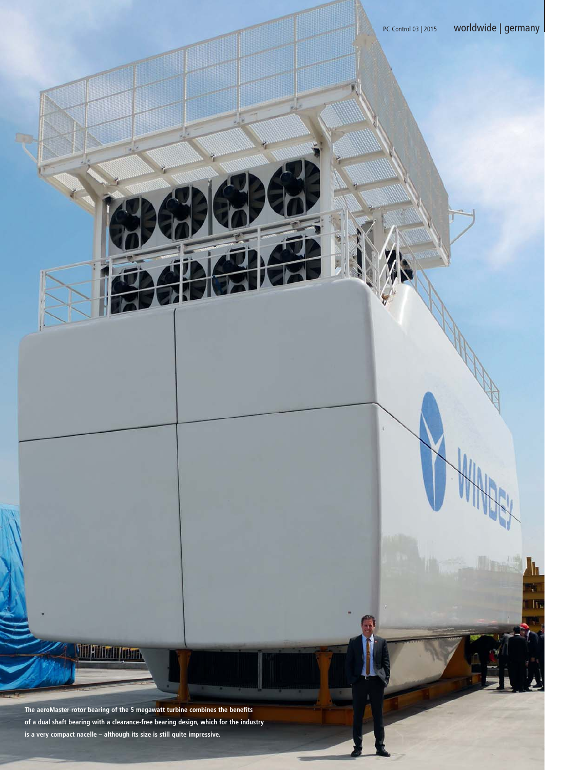The aeroMaster rotor bearing of the 5 megawatt turbine combines the benefits of a dual shaft bearing with a clearance-free bearing design, which for the industry is a very compact nacelle – although its size is still quite impressive.